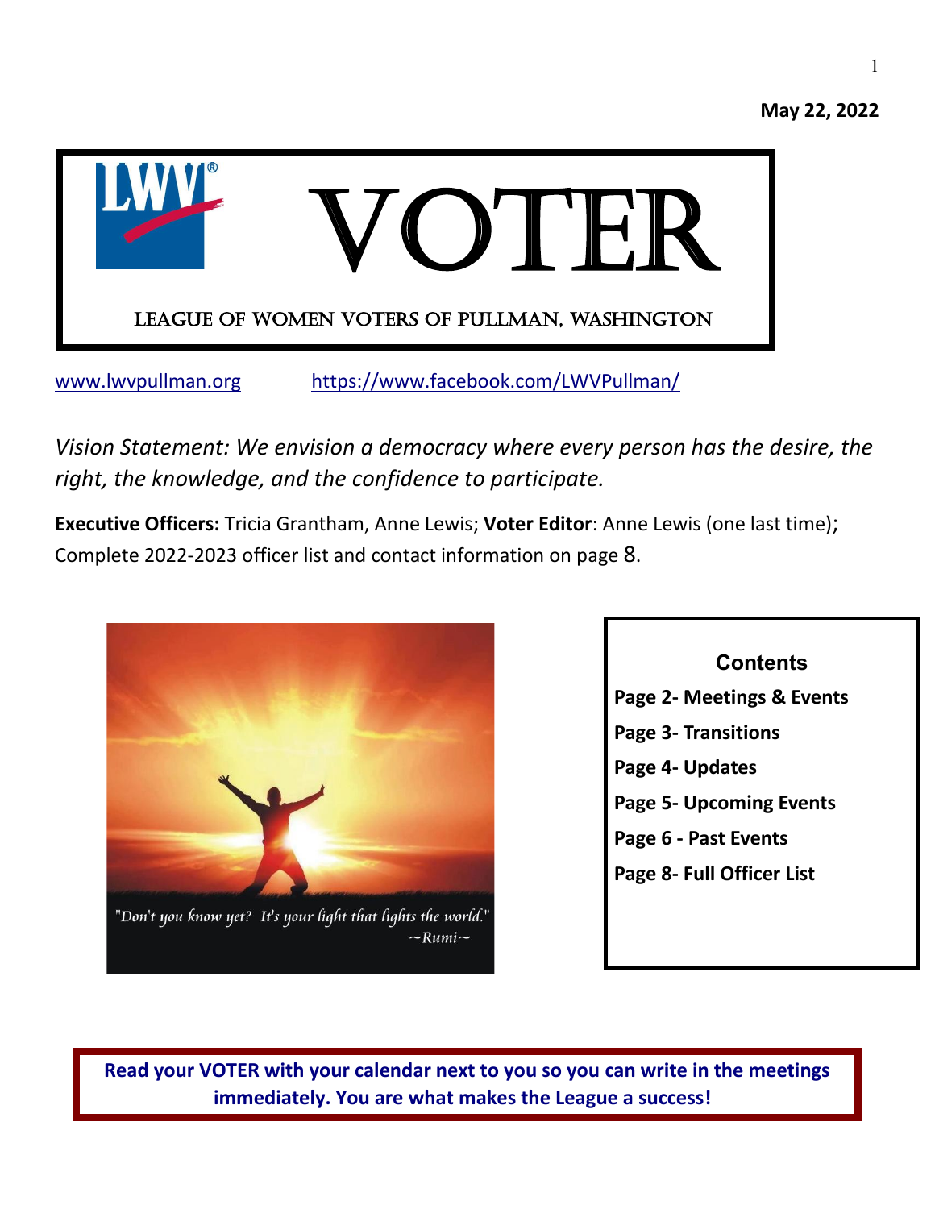May 22, 2022

# VOTER

## LEAGUE OF WOMEN VOTERS OF PULLMAN, WASHINGTON

www.lwvpullman.org https://www.facebook.com/LWVPullman/

*Vision Statement: We envision a democracy where every person has the desire, the right, the knowledge, and the confidence to participate.*

**Executive Officers:** Tricia Grantham, Anne Lewis; **Voter Editor**: Anne Lewis (one last time); Complete 2022-2023 officer list and contact information on page 8.

"Don't you know yet? It's your light that lights the world."
~Rumi~

**Contents**

- **Page 2- Meetings & Events**
- **Page 3- Transitions**
- **Page 4- Updates**
- **Page 5- Upcoming Events**
- **Page 6 - Past Events**
- **Page 8- Full Officer List**

**Read your VOTER with your calendar next to you so you can write in the meetings immediately. You are what makes the League a success!**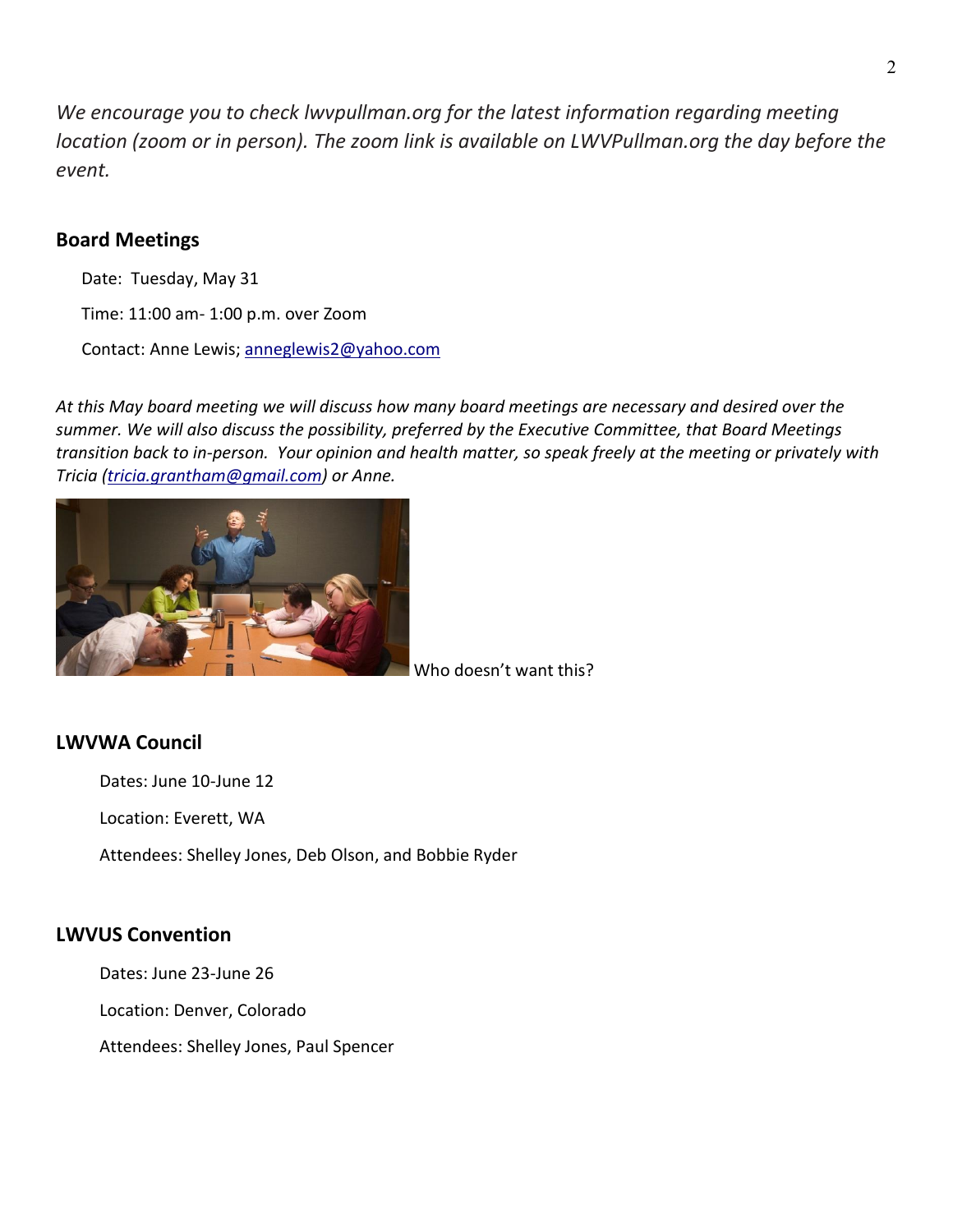*We encourage you to check lwvpullman.org for the latest information regarding meeting location (zoom or in person). The zoom link is available on LWVPullman.org the day before the event.*

### Board Meetings

Date: Tuesday, May 31

Time: 11:00 am- 1:00 p.m. over Zoom

Contact: Anne Lewis; anneglewis2@yahoo.com

*At this May board meeting we will discuss how many board meetings are necessary and desired over the summer. We will also discuss the possibility, preferred by the Executive Committee, that Board Meetings transition back to in-person. Your opinion and health matter, so speak freely at the meeting or privately with Tricia (tricia.grantham@gmail.com) or Anne.*

Who doesn't want this?

### LWVWA Council

Dates: June 10-June 12

Location: Everett, WA

Attendees: Shelley Jones, Deb Olson, and Bobbie Ryder

### LWVUS Convention

Dates: June 23-June 26

Location: Denver, Colorado

Attendees: Shelley Jones, Paul Spencer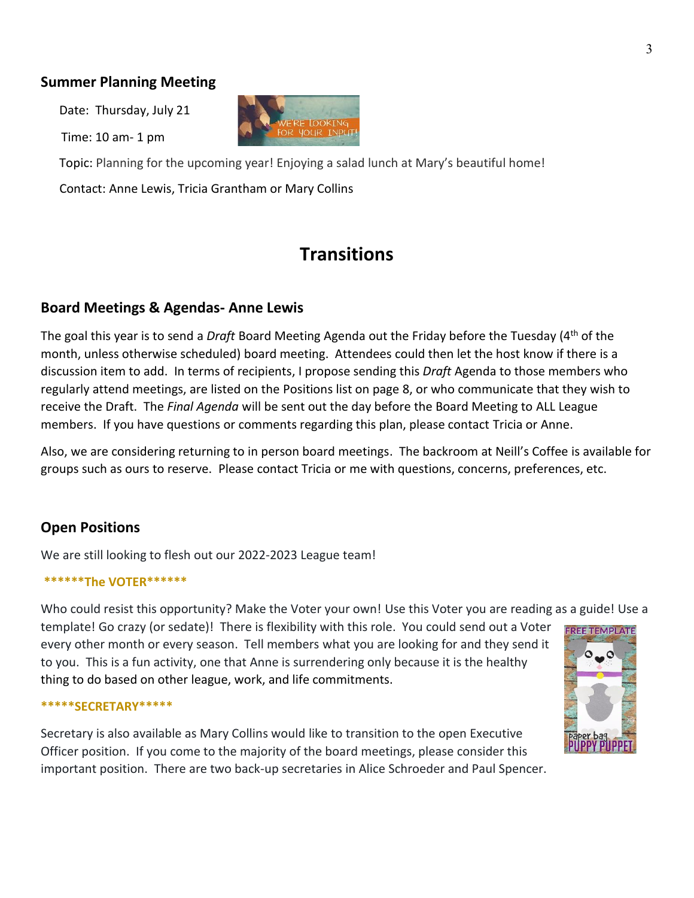## Summer Planning Meeting

Date: Thursday, July 21

Time: 10 am- 1 pm

Topic: Planning for the upcoming year! Enjoying a salad lunch at Mary's beautiful home!

Contact: Anne Lewis, Tricia Grantham or Mary Collins

# Transitions

## Board Meetings & Agendas- Anne Lewis

The goal this year is to send a *Draft* Board Meeting Agenda out the Friday before the Tuesday (4th of the month, unless otherwise scheduled) board meeting. Attendees could then let the host know if there is a discussion item to add. In terms of recipients, I propose sending this *Draft* Agenda to those members who regularly attend meetings, are listed on the Positions list on page 8, or who communicate that they wish to receive the Draft. The *Final Agenda* will be sent out the day before the Board Meeting to ALL League members. If you have questions or comments regarding this plan, please contact Tricia or Anne.

Also, we are considering returning to in person board meetings. The backroom at Neill's Coffee is available for groups such as ours to reserve. Please contact Tricia or me with questions, concerns, preferences, etc.

## Open Positions

We are still looking to flesh out our 2022-2023 League team!

**\*\*\*\*\*\*The VOTER\*\*\*\*\*\***

Who could resist this opportunity? Make the Voter your own! Use this Voter you are reading as a guide! Use a template! Go crazy (or sedate)! There is flexibility with this role. You could send out a Voter every other month or every season. Tell members what you are looking for and they send it to you. This is a fun activity, one that Anne is surrendering only because it is the healthy thing to do based on other league, work, and life commitments.

**\*\*\*\*\*SECRETARY\*\*\*\*\***

Secretary is also available as Mary Collins would like to transition to the open Executive Officer position. If you come to the majority of the board meetings, please consider this important position. There are two back-up secretaries in Alice Schroeder and Paul Spencer.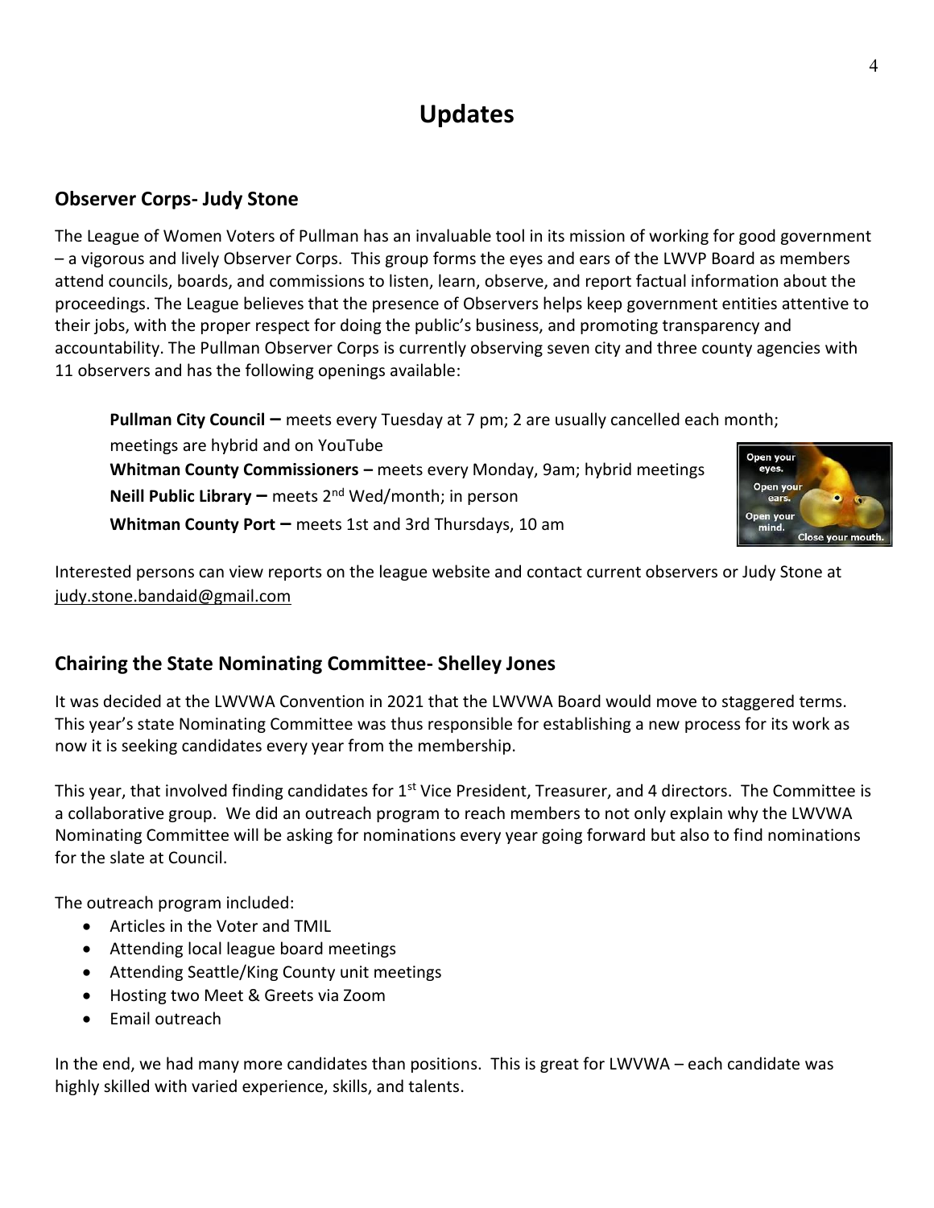# Updates

## Observer Corps- Judy Stone

The League of Women Voters of Pullman has an invaluable tool in its mission of working for good government – a vigorous and lively Observer Corps. This group forms the eyes and ears of the LWVP Board as members attend councils, boards, and commissions to listen, learn, observe, and report factual information about the proceedings. The League believes that the presence of Observers helps keep government entities attentive to their jobs, with the proper respect for doing the public's business, and promoting transparency and accountability. The Pullman Observer Corps is currently observing seven city and three county agencies with 11 observers and has the following openings available:

**Pullman City Council –** meets every Tuesday at 7 pm; 2 are usually cancelled each month; meetings are hybrid and on YouTube
**Whitman County Commissioners –** meets every Monday, 9am; hybrid meetings
**Neill Public Library –** meets 2nd Wed/month; in person
**Whitman County Port –** meets 1st and 3rd Thursdays, 10 am

Interested persons can view reports on the league website and contact current observers or Judy Stone at judy.stone.bandaid@gmail.com

## Chairing the State Nominating Committee- Shelley Jones

It was decided at the LWVWA Convention in 2021 that the LWVWA Board would move to staggered terms. This year's state Nominating Committee was thus responsible for establishing a new process for its work as now it is seeking candidates every year from the membership.

This year, that involved finding candidates for 1st Vice President, Treasurer, and 4 directors. The Committee is a collaborative group. We did an outreach program to reach members to not only explain why the LWVWA Nominating Committee will be asking for nominations every year going forward but also to find nominations for the slate at Council.

The outreach program included:

- Articles in the Voter and TMIL
- Attending local league board meetings
- Attending Seattle/King County unit meetings
- Hosting two Meet & Greets via Zoom
- Email outreach

In the end, we had many more candidates than positions. This is great for LWVWA – each candidate was highly skilled with varied experience, skills, and talents.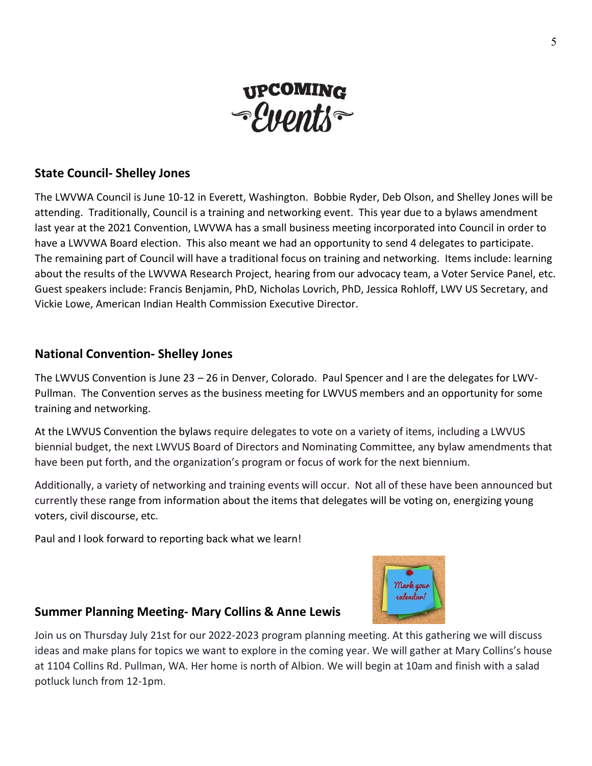# UPCOMING Events

## State Council- Shelley Jones

The LWVWA Council is June 10-12 in Everett, Washington. Bobbie Ryder, Deb Olson, and Shelley Jones will be attending. Traditionally, Council is a training and networking event. This year due to a bylaws amendment last year at the 2021 Convention, LWVWA has a small business meeting incorporated into Council in order to have a LWVWA Board election. This also meant we had an opportunity to send 4 delegates to participate. The remaining part of Council will have a traditional focus on training and networking. Items include: learning about the results of the LWVWA Research Project, hearing from our advocacy team, a Voter Service Panel, etc. Guest speakers include: Francis Benjamin, PhD, Nicholas Lovrich, PhD, Jessica Rohloff, LWV US Secretary, and Vickie Lowe, American Indian Health Commission Executive Director.

## National Convention- Shelley Jones

The LWVUS Convention is June 23 – 26 in Denver, Colorado. Paul Spencer and I are the delegates for LWV-Pullman. The Convention serves as the business meeting for LWVUS members and an opportunity for some training and networking.

At the LWVUS Convention the bylaws require delegates to vote on a variety of items, including a LWVUS biennial budget, the next LWVUS Board of Directors and Nominating Committee, any bylaw amendments that have been put forth, and the organization's program or focus of work for the next biennium.

Additionally, a variety of networking and training events will occur. Not all of these have been announced but currently these range from information about the items that delegates will be voting on, energizing young voters, civil discourse, etc.

Paul and I look forward to reporting back what we learn!

## Summer Planning Meeting- Mary Collins & Anne Lewis

Join us on Thursday July 21st for our 2022-2023 program planning meeting. At this gathering we will discuss ideas and make plans for topics we want to explore in the coming year. We will gather at Mary Collins's house at 1104 Collins Rd. Pullman, WA. Her home is north of Albion. We will begin at 10am and finish with a salad potluck lunch from 12-1pm.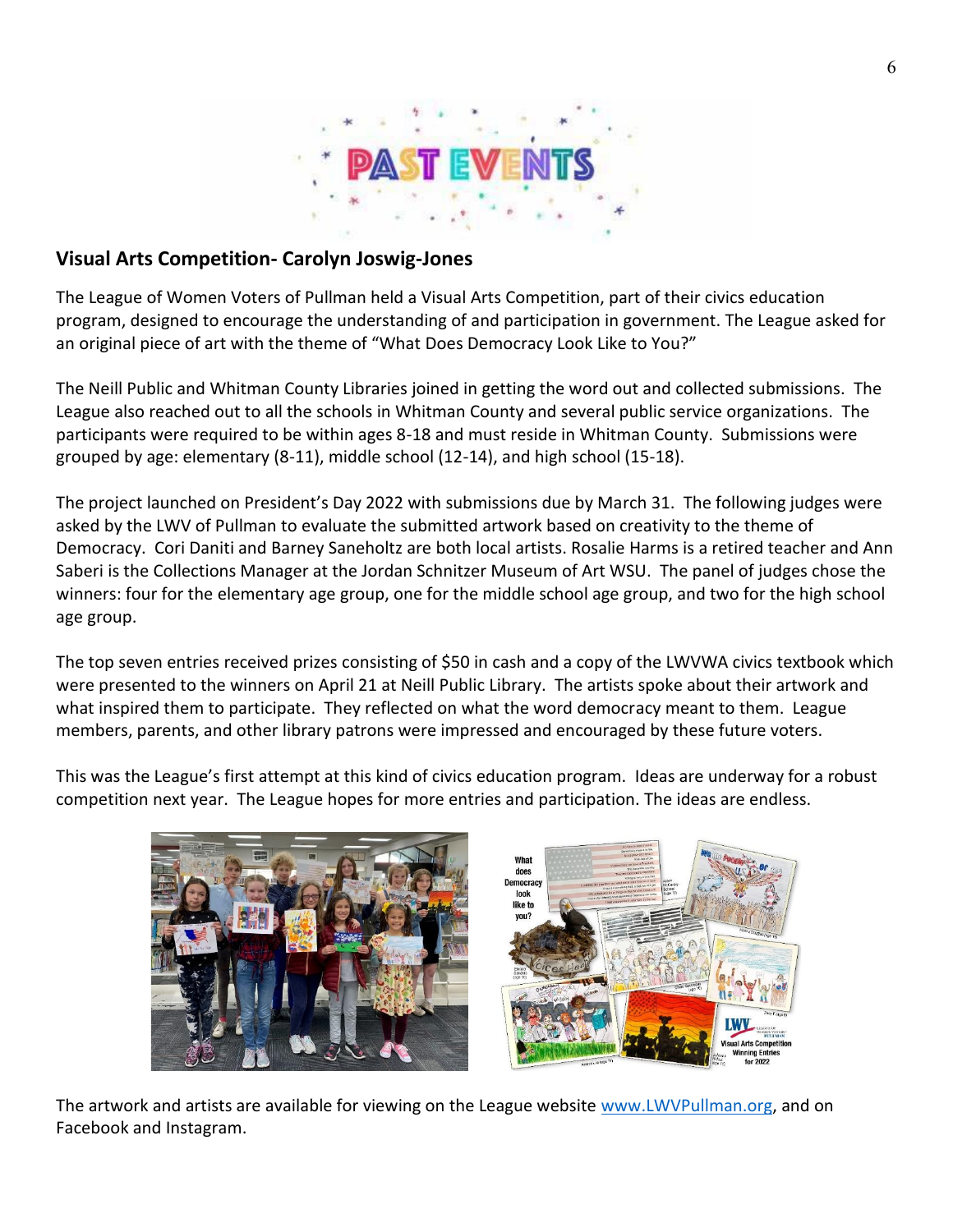# PAST EVENTS

## Visual Arts Competition- Carolyn Joswig-Jones

The League of Women Voters of Pullman held a Visual Arts Competition, part of their civics education program, designed to encourage the understanding of and participation in government. The League asked for an original piece of art with the theme of "What Does Democracy Look Like to You?"

The Neill Public and Whitman County Libraries joined in getting the word out and collected submissions. The League also reached out to all the schools in Whitman County and several public service organizations. The participants were required to be within ages 8-18 and must reside in Whitman County. Submissions were grouped by age: elementary (8-11), middle school (12-14), and high school (15-18).

The project launched on President's Day 2022 with submissions due by March 31. The following judges were asked by the LWV of Pullman to evaluate the submitted artwork based on creativity to the theme of Democracy. Cori Daniti and Barney Saneholtz are both local artists. Rosalie Harms is a retired teacher and Ann Saberi is the Collections Manager at the Jordan Schnitzer Museum of Art WSU. The panel of judges chose the winners: four for the elementary age group, one for the middle school age group, and two for the high school age group.

The top seven entries received prizes consisting of $50 in cash and a copy of the LWVWA civics textbook which were presented to the winners on April 21 at Neill Public Library. The artists spoke about their artwork and what inspired them to participate. They reflected on what the word democracy meant to them. League members, parents, and other library patrons were impressed and encouraged by these future voters.

This was the League's first attempt at this kind of civics education program. Ideas are underway for a robust competition next year. The League hopes for more entries and participation. The ideas are endless.

The artwork and artists are available for viewing on the League website [www.LWVPullman.org](http://www.LWVPullman.org), and on Facebook and Instagram.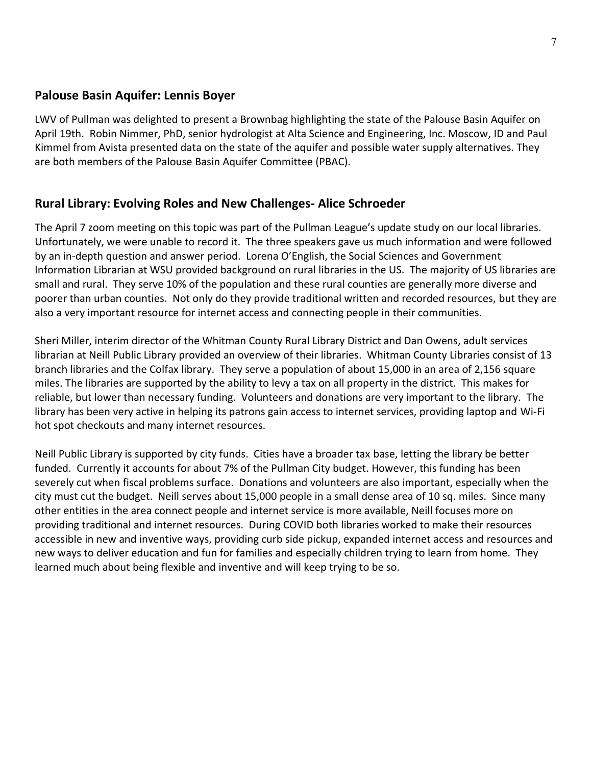## Palouse Basin Aquifer: Lennis Boyer

LWV of Pullman was delighted to present a Brownbag highlighting the state of the Palouse Basin Aquifer on April 19th. Robin Nimmer, PhD, senior hydrologist at Alta Science and Engineering, Inc. Moscow, ID and Paul Kimmel from Avista presented data on the state of the aquifer and possible water supply alternatives. They are both members of the Palouse Basin Aquifer Committee (PBAC).

## Rural Library: Evolving Roles and New Challenges- Alice Schroeder

The April 7 zoom meeting on this topic was part of the Pullman League's update study on our local libraries. Unfortunately, we were unable to record it. The three speakers gave us much information and were followed by an in-depth question and answer period. Lorena O'English, the Social Sciences and Government Information Librarian at WSU provided background on rural libraries in the US. The majority of US libraries are small and rural. They serve 10% of the population and these rural counties are generally more diverse and poorer than urban counties. Not only do they provide traditional written and recorded resources, but they are also a very important resource for internet access and connecting people in their communities.

Sheri Miller, interim director of the Whitman County Rural Library District and Dan Owens, adult services librarian at Neill Public Library provided an overview of their libraries. Whitman County Libraries consist of 13 branch libraries and the Colfax library. They serve a population of about 15,000 in an area of 2,156 square miles. The libraries are supported by the ability to levy a tax on all property in the district. This makes for reliable, but lower than necessary funding. Volunteers and donations are very important to the library. The library has been very active in helping its patrons gain access to internet services, providing laptop and Wi-Fi hot spot checkouts and many internet resources.

Neill Public Library is supported by city funds. Cities have a broader tax base, letting the library be better funded. Currently it accounts for about 7% of the Pullman City budget. However, this funding has been severely cut when fiscal problems surface. Donations and volunteers are also important, especially when the city must cut the budget. Neill serves about 15,000 people in a small dense area of 10 sq. miles. Since many other entities in the area connect people and internet service is more available, Neill focuses more on providing traditional and internet resources. During COVID both libraries worked to make their resources accessible in new and inventive ways, providing curb side pickup, expanded internet access and resources and new ways to deliver education and fun for families and especially children trying to learn from home. They learned much about being flexible and inventive and will keep trying to be so.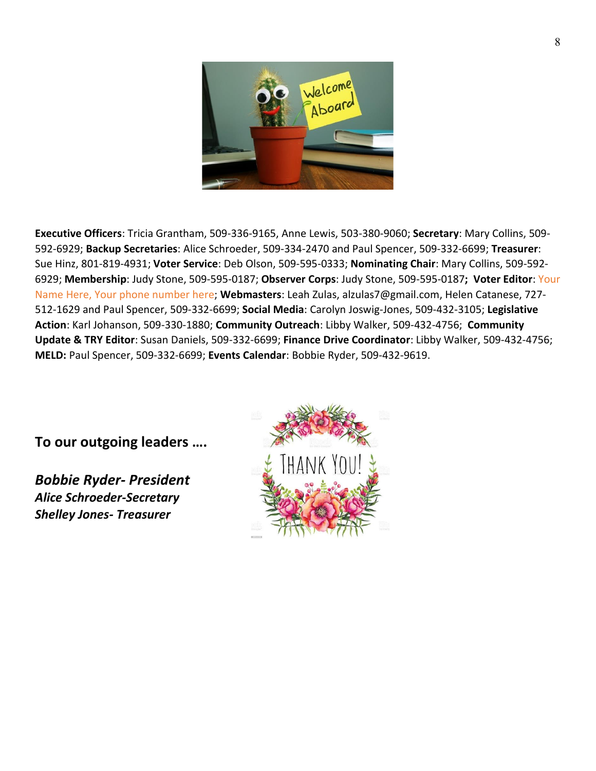**Executive Officers**: Tricia Grantham, 509-336-9165, Anne Lewis, 503-380-9060; **Secretary**: Mary Collins, 509-592-6929; **Backup Secretaries**: Alice Schroeder, 509-334-2470 and Paul Spencer, 509-332-6699; **Treasurer**: Sue Hinz, 801-819-4931; **Voter Service**: Deb Olson, 509-595-0333; **Nominating Chair**: Mary Collins, 509-592-6929; **Membership**: Judy Stone, 509-595-0187; **Observer Corps**: Judy Stone, 509-595-0187**; Voter Editor**: Your Name Here, Your phone number here; **Webmasters**: Leah Zulas, alzulas7@gmail.com, Helen Catanese, 727-512-1629 and Paul Spencer, 509-332-6699; **Social Media**: Carolyn Joswig-Jones, 509-432-3105; **Legislative Action**: Karl Johanson, 509-330-1880; **Community Outreach**: Libby Walker, 509-432-4756; **Community Update & TRY Editor**: Susan Daniels, 509-332-6699; **Finance Drive Coordinator**: Libby Walker, 509-432-4756; **MELD:** Paul Spencer, 509-332-6699; **Events Calendar**: Bobbie Ryder, 509-432-9619.

**To our outgoing leaders ….**

***Bobbie Ryder- President***
***Alice Schroeder-Secretary***
***Shelley Jones- Treasurer***